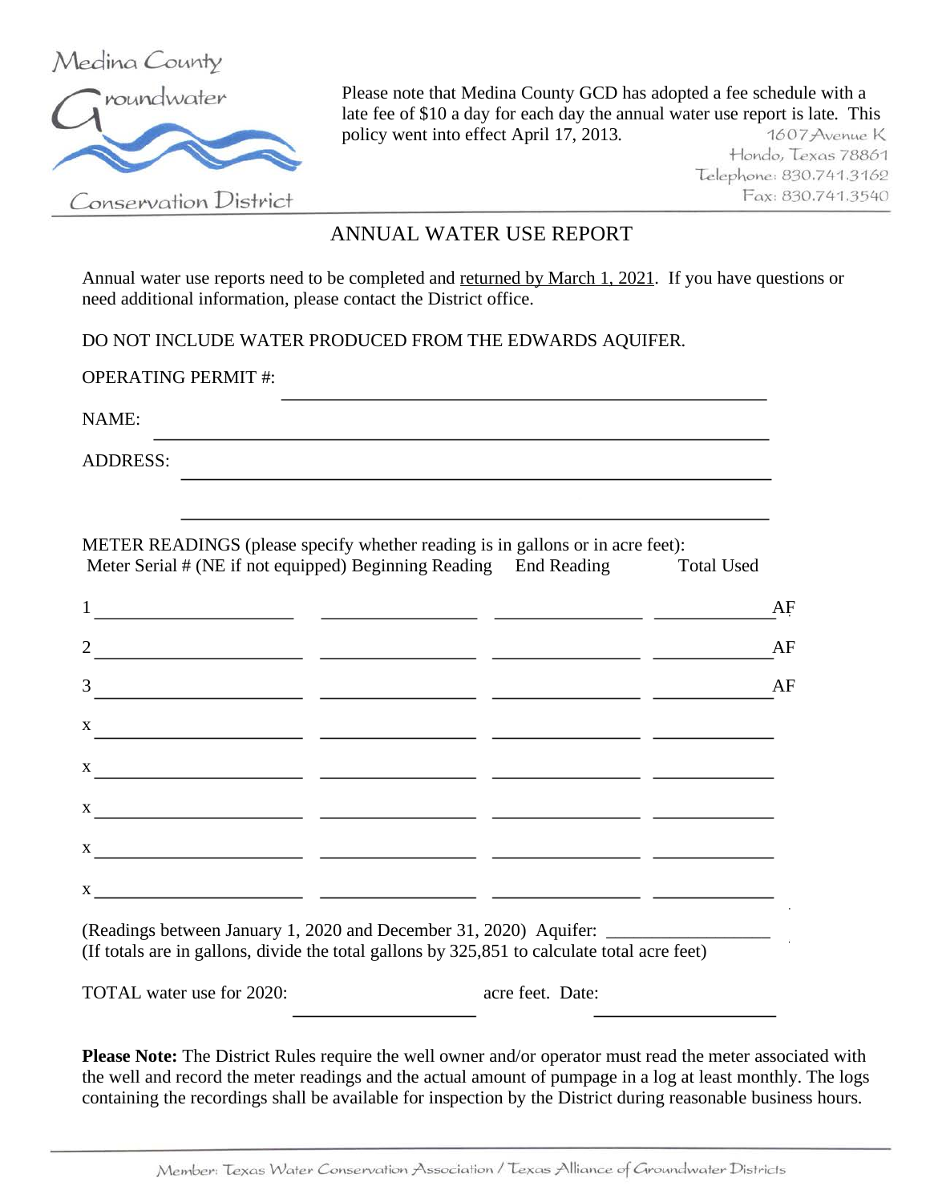Medina County Groundwater Conservation District

Please note that Medina County GCD has adopted a fee schedule with a late fee of $10 a day for each day the annual water use report is late. This policy went into effect April 17, 2013.

1607 Avenue K
Hondo, Texas 78861
Telephone: 830.741.3162
Fax: 830.741.3540

## ANNUAL WATER USE REPORT

Annual water use reports need to be completed and returned by March 1, 2021. If you have questions or need additional information, please contact the District office.

DO NOT INCLUDE WATER PRODUCED FROM THE EDWARDS AQUIFER.

OPERATING PERMIT #: ____________________

NAME: ____________________

ADDRESS: ____________________

____________________

METER READINGS (please specify whether reading is in gallons or in acre feet):

| | Meter Serial # (NE if not equipped) | Beginning Reading | End Reading | Total Used |
|---|---|---|---|---|
| 1 | | | | AF |
| 2 | | | | AF |
| 3 | | | | AF |
| x | | | | |
| x | | | | |
| x | | | | |
| x | | | | |
| x | | | | |

(Readings between January 1, 2020 and December 31, 2020) Aquifer: ____________
(If totals are in gallons, divide the total gallons by 325,851 to calculate total acre feet)

TOTAL water use for 2020: ____________ acre feet. Date: ____________

**Please Note:** The District Rules require the well owner and/or operator must read the meter associated with the well and record the meter readings and the actual amount of pumpage in a log at least monthly. The logs containing the recordings shall be available for inspection by the District during reasonable business hours.

Member: Texas Water Conservation Association / Texas Alliance of Groundwater Districts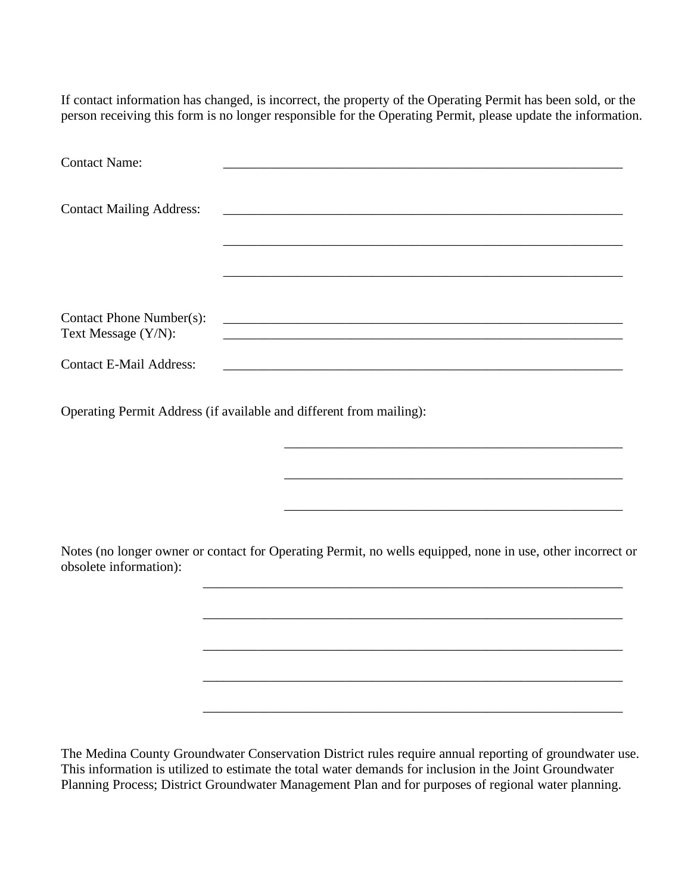If contact information has changed, is incorrect, the property of the Operating Permit has been sold, or the person receiving this form is no longer responsible for the Operating Permit, please update the information.

Contact Name: ______________________________________________________________

Contact Mailing Address: ______________________________________________________________

______________________________________________________________

______________________________________________________________

Contact Phone Number(s): ______________________________________________________________

Text Message (Y/N): ______________________________________________________________

Contact E-Mail Address: ______________________________________________________________

Operating Permit Address (if available and different from mailing):

____________________________________________________

____________________________________________________

____________________________________________________

Notes (no longer owner or contact for Operating Permit, no wells equipped, none in use, other incorrect or obsolete information):

_________________________________________________________________

_________________________________________________________________

_________________________________________________________________

_________________________________________________________________

_________________________________________________________________

The Medina County Groundwater Conservation District rules require annual reporting of groundwater use. This information is utilized to estimate the total water demands for inclusion in the Joint Groundwater Planning Process; District Groundwater Management Plan and for purposes of regional water planning.